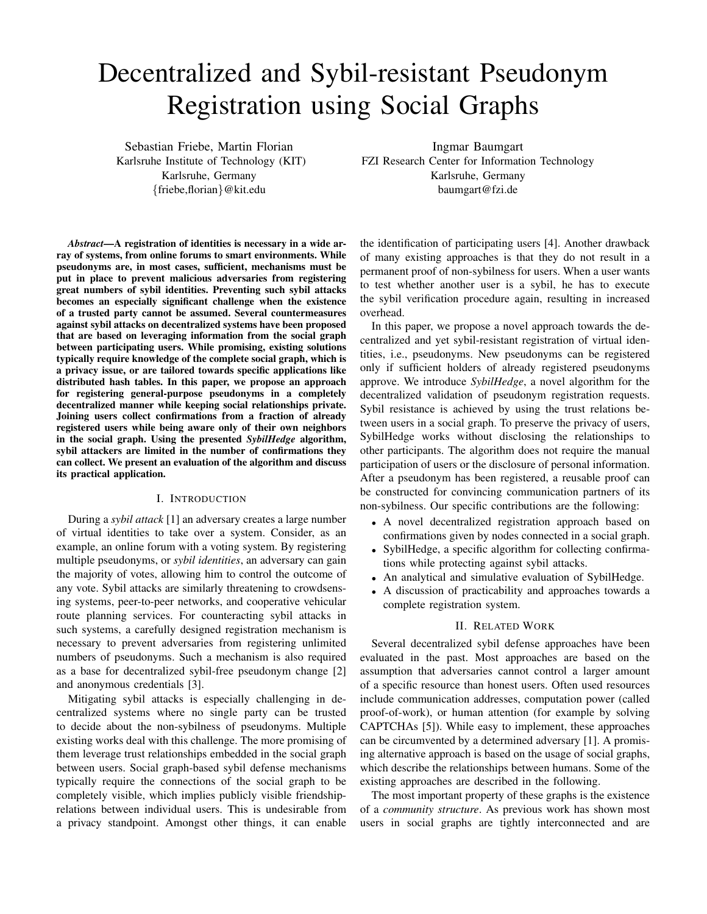# Decentralized and Sybil-resistant Pseudonym Registration using Social Graphs

Sebastian Friebe, Martin Florian
Karlsruhe Institute of Technology (KIT)
Karlsruhe, Germany
{friebe,florian}@kit.edu

Ingmar Baumgart
FZI Research Center for Information Technology
Karlsruhe, Germany
baumgart@fzi.de

***Abstract*—A registration of identities is necessary in a wide array of systems, from online forums to smart environments. While pseudonyms are, in most cases, sufficient, mechanisms must be put in place to prevent malicious adversaries from registering great numbers of sybil identities. Preventing such sybil attacks becomes an especially significant challenge when the existence of a trusted party cannot be assumed. Several countermeasures against sybil attacks on decentralized systems have been proposed that are based on leveraging information from the social graph between participating users. While promising, existing solutions typically require knowledge of the complete social graph, which is a privacy issue, or are tailored towards specific applications like distributed hash tables. In this paper, we propose an approach for registering general-purpose pseudonyms in a completely decentralized manner while keeping social relationships private. Joining users collect confirmations from a fraction of already registered users while being aware only of their own neighbors in the social graph. Using the presented *SybilHedge* algorithm, sybil attackers are limited in the number of confirmations they can collect. We present an evaluation of the algorithm and discuss its practical application.**

## I. Introduction

During a *sybil attack* [1] an adversary creates a large number of virtual identities to take over a system. Consider, as an example, an online forum with a voting system. By registering multiple pseudonyms, or *sybil identities*, an adversary can gain the majority of votes, allowing him to control the outcome of any vote. Sybil attacks are similarly threatening to crowdsensing systems, peer-to-peer networks, and cooperative vehicular route planning services. For counteracting sybil attacks in such systems, a carefully designed registration mechanism is necessary to prevent adversaries from registering unlimited numbers of pseudonyms. Such a mechanism is also required as a base for decentralized sybil-free pseudonym change [2] and anonymous credentials [3].

Mitigating sybil attacks is especially challenging in decentralized systems where no single party can be trusted to decide about the non-sybilness of pseudonyms. Multiple existing works deal with this challenge. The more promising of them leverage trust relationships embedded in the social graph between users. Social graph-based sybil defense mechanisms typically require the connections of the social graph to be completely visible, which implies publicly visible friendship-relations between individual users. This is undesirable from a privacy standpoint. Amongst other things, it can enable the identification of participating users [4]. Another drawback of many existing approaches is that they do not result in a permanent proof of non-sybilness for users. When a user wants to test whether another user is a sybil, he has to execute the sybil verification procedure again, resulting in increased overhead.

In this paper, we propose a novel approach towards the decentralized and yet sybil-resistant registration of virtual identities, i.e., pseudonyms. New pseudonyms can be registered only if sufficient holders of already registered pseudonyms approve. We introduce *SybilHedge*, a novel algorithm for the decentralized validation of pseudonym registration requests. Sybil resistance is achieved by using the trust relations between users in a social graph. To preserve the privacy of users, SybilHedge works without disclosing the relationships to other participants. The algorithm does not require the manual participation of users or the disclosure of personal information. After a pseudonym has been registered, a reusable proof can be constructed for convincing communication partners of its non-sybilness. Our specific contributions are the following:

- A novel decentralized registration approach based on confirmations given by nodes connected in a social graph.
- SybilHedge, a specific algorithm for collecting confirmations while protecting against sybil attacks.
- An analytical and simulative evaluation of SybilHedge.
- A discussion of practicability and approaches towards a complete registration system.

## II. Related Work

Several decentralized sybil defense approaches have been evaluated in the past. Most approaches are based on the assumption that adversaries cannot control a larger amount of a specific resource than honest users. Often used resources include communication addresses, computation power (called proof-of-work), or human attention (for example by solving CAPTCHAs [5]). While easy to implement, these approaches can be circumvented by a determined adversary [1]. A promising alternative approach is based on the usage of social graphs, which describe the relationships between humans. Some of the existing approaches are described in the following.

The most important property of these graphs is the existence of a *community structure*. As previous work has shown most users in social graphs are tightly interconnected and are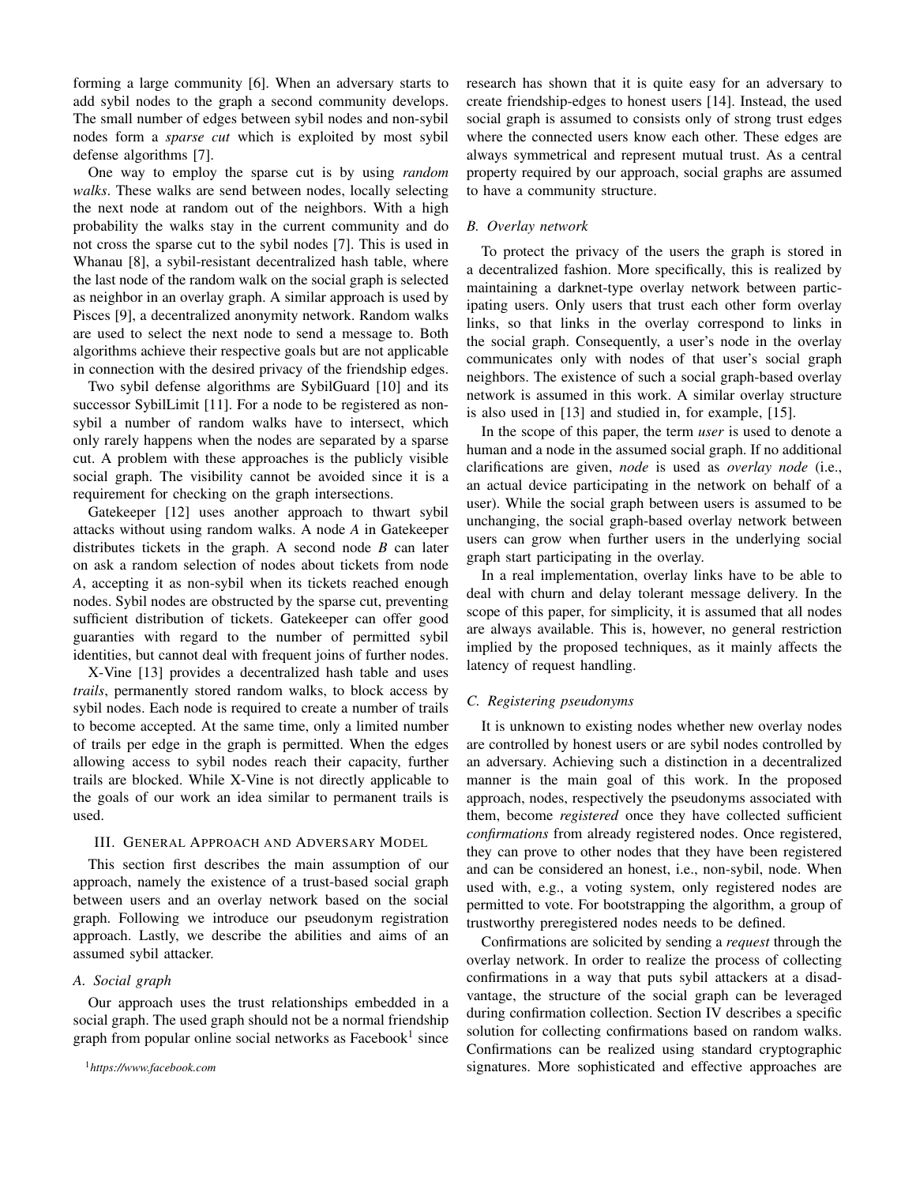forming a large community [6]. When an adversary starts to add sybil nodes to the graph a second community develops. The small number of edges between sybil nodes and non-sybil nodes form a *sparse cut* which is exploited by most sybil defense algorithms [7].

One way to employ the sparse cut is by using *random walks*. These walks are send between nodes, locally selecting the next node at random out of the neighbors. With a high probability the walks stay in the current community and do not cross the sparse cut to the sybil nodes [7]. This is used in Whanau [8], a sybil-resistant decentralized hash table, where the last node of the random walk on the social graph is selected as neighbor in an overlay graph. A similar approach is used by Pisces [9], a decentralized anonymity network. Random walks are used to select the next node to send a message to. Both algorithms achieve their respective goals but are not applicable in connection with the desired privacy of the friendship edges.

Two sybil defense algorithms are SybilGuard [10] and its successor SybilLimit [11]. For a node to be registered as non-sybil a number of random walks have to intersect, which only rarely happens when the nodes are separated by a sparse cut. A problem with these approaches is the publicly visible social graph. The visibility cannot be avoided since it is a requirement for checking on the graph intersections.

Gatekeeper [12] uses another approach to thwart sybil attacks without using random walks. A node *A* in Gatekeeper distributes tickets in the graph. A second node *B* can later on ask a random selection of nodes about tickets from node *A*, accepting it as non-sybil when its tickets reached enough nodes. Sybil nodes are obstructed by the sparse cut, preventing sufficient distribution of tickets. Gatekeeper can offer good guaranties with regard to the number of permitted sybil identities, but cannot deal with frequent joins of further nodes.

X-Vine [13] provides a decentralized hash table and uses *trails*, permanently stored random walks, to block access by sybil nodes. Each node is required to create a number of trails to become accepted. At the same time, only a limited number of trails per edge in the graph is permitted. When the edges allowing access to sybil nodes reach their capacity, further trails are blocked. While X-Vine is not directly applicable to the goals of our work an idea similar to permanent trails is used.

## III. General Approach and Adversary Model

This section first describes the main assumption of our approach, namely the existence of a trust-based social graph between users and an overlay network based on the social graph. Following we introduce our pseudonym registration approach. Lastly, we describe the abilities and aims of an assumed sybil attacker.

### A. Social graph

Our approach uses the trust relationships embedded in a social graph. The used graph should not be a normal friendship graph from popular online social networks as Facebook[1] since research has shown that it is quite easy for an adversary to create friendship-edges to honest users [14]. Instead, the used social graph is assumed to consists only of strong trust edges where the connected users know each other. These edges are always symmetrical and represent mutual trust. As a central property required by our approach, social graphs are assumed to have a community structure.

### B. Overlay network

To protect the privacy of the users the graph is stored in a decentralized fashion. More specifically, this is realized by maintaining a darknet-type overlay network between participating users. Only users that trust each other form overlay links, so that links in the overlay correspond to links in the social graph. Consequently, a user's node in the overlay communicates only with nodes of that user's social graph neighbors. The existence of such a social graph-based overlay network is assumed in this work. A similar overlay structure is also used in [13] and studied in, for example, [15].

In the scope of this paper, the term *user* is used to denote a human and a node in the assumed social graph. If no additional clarifications are given, *node* is used as *overlay node* (i.e., an actual device participating in the network on behalf of a user). While the social graph between users is assumed to be unchanging, the social graph-based overlay network between users can grow when further users in the underlying social graph start participating in the overlay.

In a real implementation, overlay links have to be able to deal with churn and delay tolerant message delivery. In the scope of this paper, for simplicity, it is assumed that all nodes are always available. This is, however, no general restriction implied by the proposed techniques, as it mainly affects the latency of request handling.

### C. Registering pseudonyms

It is unknown to existing nodes whether new overlay nodes are controlled by honest users or are sybil nodes controlled by an adversary. Achieving such a distinction in a decentralized manner is the main goal of this work. In the proposed approach, nodes, respectively the pseudonyms associated with them, become *registered* once they have collected sufficient *confirmations* from already registered nodes. Once registered, they can prove to other nodes that they have been registered and can be considered an honest, i.e., non-sybil, node. When used with, e.g., a voting system, only registered nodes are permitted to vote. For bootstrapping the algorithm, a group of trustworthy preregistered nodes needs to be defined.

Confirmations are solicited by sending a *request* through the overlay network. In order to realize the process of collecting confirmations in a way that puts sybil attackers at a disadvantage, the structure of the social graph can be leveraged during confirmation collection. Section IV describes a specific solution for collecting confirmations based on random walks. Confirmations can be realized using standard cryptographic signatures. More sophisticated and effective approaches are

[1] *https://www.facebook.com*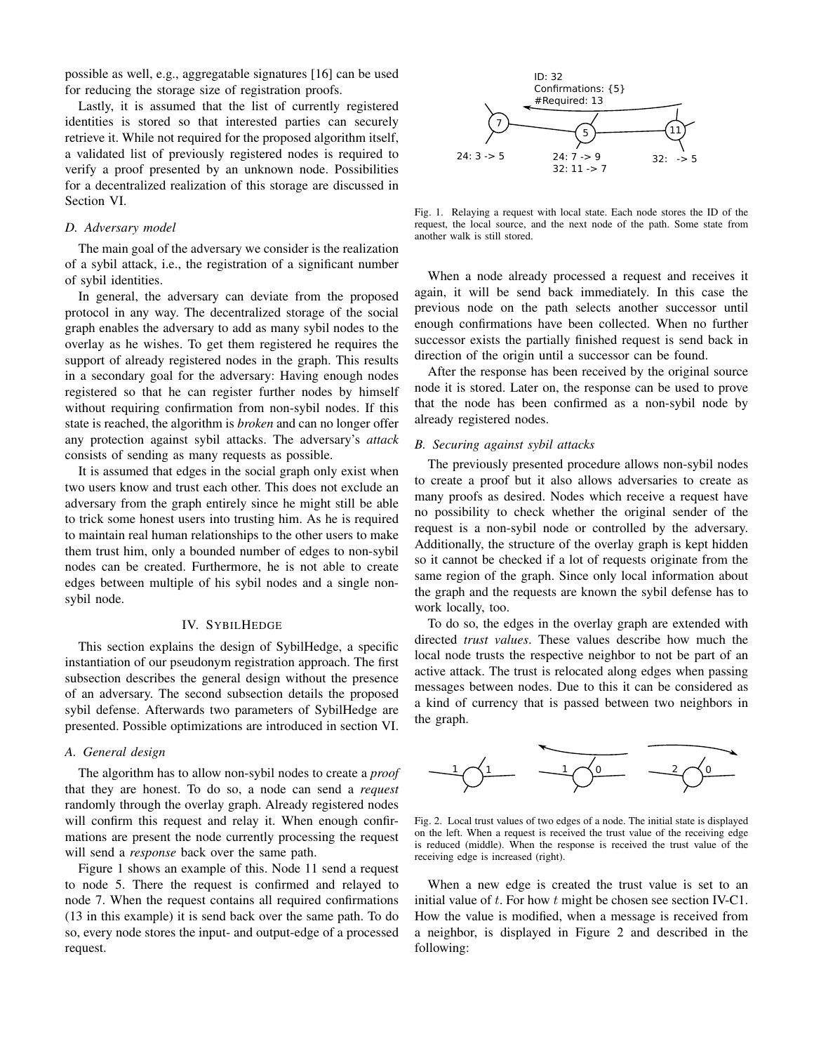possible as well, e.g., aggregatable signatures [16] can be used for reducing the storage size of registration proofs.

Lastly, it is assumed that the list of currently registered identities is stored so that interested parties can securely retrieve it. While not required for the proposed algorithm itself, a validated list of previously registered nodes is required to verify a proof presented by an unknown node. Possibilities for a decentralized realization of this storage are discussed in Section VI.

### D. Adversary model

The main goal of the adversary we consider is the realization of a sybil attack, i.e., the registration of a significant number of sybil identities.

In general, the adversary can deviate from the proposed protocol in any way. The decentralized storage of the social graph enables the adversary to add as many sybil nodes to the overlay as he wishes. To get them registered he requires the support of already registered nodes in the graph. This results in a secondary goal for the adversary: Having enough nodes registered so that he can register further nodes by himself without requiring confirmation from non-sybil nodes. If this state is reached, the algorithm is *broken* and can no longer offer any protection against sybil attacks. The adversary's *attack* consists of sending as many requests as possible.

It is assumed that edges in the social graph only exist when two users know and trust each other. This does not exclude an adversary from the graph entirely since he might still be able to trick some honest users into trusting him. As he is required to maintain real human relationships to the other users to make them trust him, only a bounded number of edges to non-sybil nodes can be created. Furthermore, he is not able to create edges between multiple of his sybil nodes and a single non-sybil node.

## IV. SybilHedge

This section explains the design of SybilHedge, a specific instantiation of our pseudonym registration approach. The first subsection describes the general design without the presence of an adversary. The second subsection details the proposed sybil defense. Afterwards two parameters of SybilHedge are presented. Possible optimizations are introduced in section VI.

### A. General design

The algorithm has to allow non-sybil nodes to create a *proof* that they are honest. To do so, a node can send a *request* randomly through the overlay graph. Already registered nodes will confirm this request and relay it. When enough confirmations are present the node currently processing the request will send a *response* back over the same path.

Figure 1 shows an example of this. Node 11 send a request to node 5. There the request is confirmed and relayed to node 7. When the request contains all required confirmations (13 in this example) it is send back over the same path. To do so, every node stores the input- and output-edge of a processed request.

ID: 32
Confirmations: {5}
#Required: 13

7
5
11

24: 3 -> 5
24: 7 -> 9
32: 11 -> 7
32: -> 5

Fig. 1. Relaying a request with local state. Each node stores the ID of the request, the local source, and the next node of the path. Some state from another walk is still stored.

When a node already processed a request and receives it again, it will be send back immediately. In this case the previous node on the path selects another successor until enough confirmations have been collected. When no further successor exists the partially finished request is send back in direction of the origin until a successor can be found.

After the response has been received by the original source node it is stored. Later on, the response can be used to prove that the node has been confirmed as a non-sybil node by already registered nodes.

### B. Securing against sybil attacks

The previously presented procedure allows non-sybil nodes to create a proof but it also allows adversaries to create as many proofs as desired. Nodes which receive a request have no possibility to check whether the original sender of the request is a non-sybil node or controlled by the adversary. Additionally, the structure of the overlay graph is kept hidden so it cannot be checked if a lot of requests originate from the same region of the graph. Since only local information about the graph and the requests are known the sybil defense has to work locally, too.

To do so, the edges in the overlay graph are extended with directed *trust values*. These values describe how much the local node trusts the respective neighbor to not be part of an active attack. The trust is relocated along edges when passing messages between nodes. Due to this it can be considered as a kind of currency that is passed between two neighbors in the graph.

1 1
1 0
2 0

Fig. 2. Local trust values of two edges of a node. The initial state is displayed on the left. When a request is received the trust value of the receiving edge is reduced (middle). When the response is received the trust value of the receiving edge is increased (right).

When a new edge is created the trust value is set to an initial value of $t$. For how $t$ might be chosen see section IV-C1. How the value is modified, when a message is received from a neighbor, is displayed in Figure 2 and described in the following: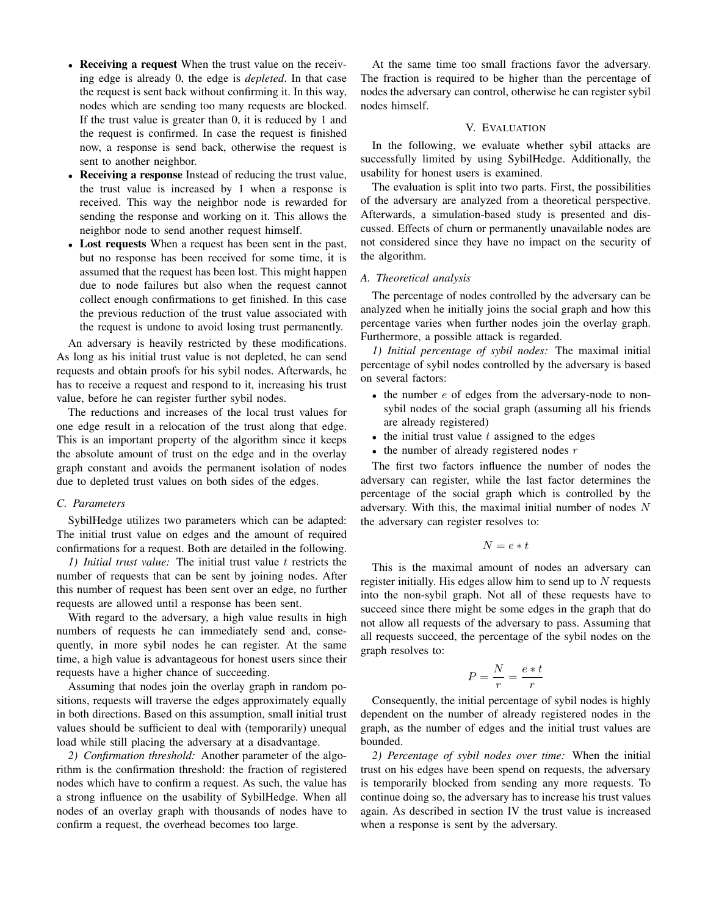- **Receiving a request** When the trust value on the receiving edge is already 0, the edge is *depleted*. In that case the request is sent back without confirming it. In this way, nodes which are sending too many requests are blocked. If the trust value is greater than 0, it is reduced by 1 and the request is confirmed. In case the request is finished now, a response is send back, otherwise the request is sent to another neighbor.
- **Receiving a response** Instead of reducing the trust value, the trust value is increased by 1 when a response is received. This way the neighbor node is rewarded for sending the response and working on it. This allows the neighbor node to send another request himself.
- **Lost requests** When a request has been sent in the past, but no response has been received for some time, it is assumed that the request has been lost. This might happen due to node failures but also when the request cannot collect enough confirmations to get finished. In this case the previous reduction of the trust value associated with the request is undone to avoid losing trust permanently.

An adversary is heavily restricted by these modifications. As long as his initial trust value is not depleted, he can send requests and obtain proofs for his sybil nodes. Afterwards, he has to receive a request and respond to it, increasing his trust value, before he can register further sybil nodes.

The reductions and increases of the local trust values for one edge result in a relocation of the trust along that edge. This is an important property of the algorithm since it keeps the absolute amount of trust on the edge and in the overlay graph constant and avoids the permanent isolation of nodes due to depleted trust values on both sides of the edges.

### C. Parameters

SybilHedge utilizes two parameters which can be adapted: The initial trust value on edges and the amount of required confirmations for a request. Both are detailed in the following.

*1) Initial trust value:* The initial trust value $t$ restricts the number of requests that can be sent by joining nodes. After this number of request has been sent over an edge, no further requests are allowed until a response has been sent.

With regard to the adversary, a high value results in high numbers of requests he can immediately send and, consequently, in more sybil nodes he can register. At the same time, a high value is advantageous for honest users since their requests have a higher chance of succeeding.

Assuming that nodes join the overlay graph in random positions, requests will traverse the edges approximately equally in both directions. Based on this assumption, small initial trust values should be sufficient to deal with (temporarily) unequal load while still placing the adversary at a disadvantage.

*2) Confirmation threshold:* Another parameter of the algorithm is the confirmation threshold: the fraction of registered nodes which have to confirm a request. As such, the value has a strong influence on the usability of SybilHedge. When all nodes of an overlay graph with thousands of nodes have to confirm a request, the overhead becomes too large.

At the same time too small fractions favor the adversary. The fraction is required to be higher than the percentage of nodes the adversary can control, otherwise he can register sybil nodes himself.

## V. Evaluation

In the following, we evaluate whether sybil attacks are successfully limited by using SybilHedge. Additionally, the usability for honest users is examined.

The evaluation is split into two parts. First, the possibilities of the adversary are analyzed from a theoretical perspective. Afterwards, a simulation-based study is presented and discussed. Effects of churn or permanently unavailable nodes are not considered since they have no impact on the security of the algorithm.

### A. Theoretical analysis

The percentage of nodes controlled by the adversary can be analyzed when he initially joins the social graph and how this percentage varies when further nodes join the overlay graph. Furthermore, a possible attack is regarded.

*1) Initial percentage of sybil nodes:* The maximal initial percentage of sybil nodes controlled by the adversary is based on several factors:

- the number $e$ of edges from the adversary-node to non-sybil nodes of the social graph (assuming all his friends are already registered)
- the initial trust value $t$ assigned to the edges
- the number of already registered nodes $r$

The first two factors influence the number of nodes the adversary can register, while the last factor determines the percentage of the social graph which is controlled by the adversary. With this, the maximal initial number of nodes $N$ the adversary can register resolves to:

$$N = e * t$$

This is the maximal amount of nodes an adversary can register initially. His edges allow him to send up to $N$ requests into the non-sybil graph. Not all of these requests have to succeed since there might be some edges in the graph that do not allow all requests of the adversary to pass. Assuming that all requests succeed, the percentage of the sybil nodes on the graph resolves to:

$$P = \frac{N}{r} = \frac{e * t}{r}$$

Consequently, the initial percentage of sybil nodes is highly dependent on the number of already registered nodes in the graph, as the number of edges and the initial trust values are bounded.

*2) Percentage of sybil nodes over time:* When the initial trust on his edges have been spend on requests, the adversary is temporarily blocked from sending any more requests. To continue doing so, the adversary has to increase his trust values again. As described in section IV the trust value is increased when a response is sent by the adversary.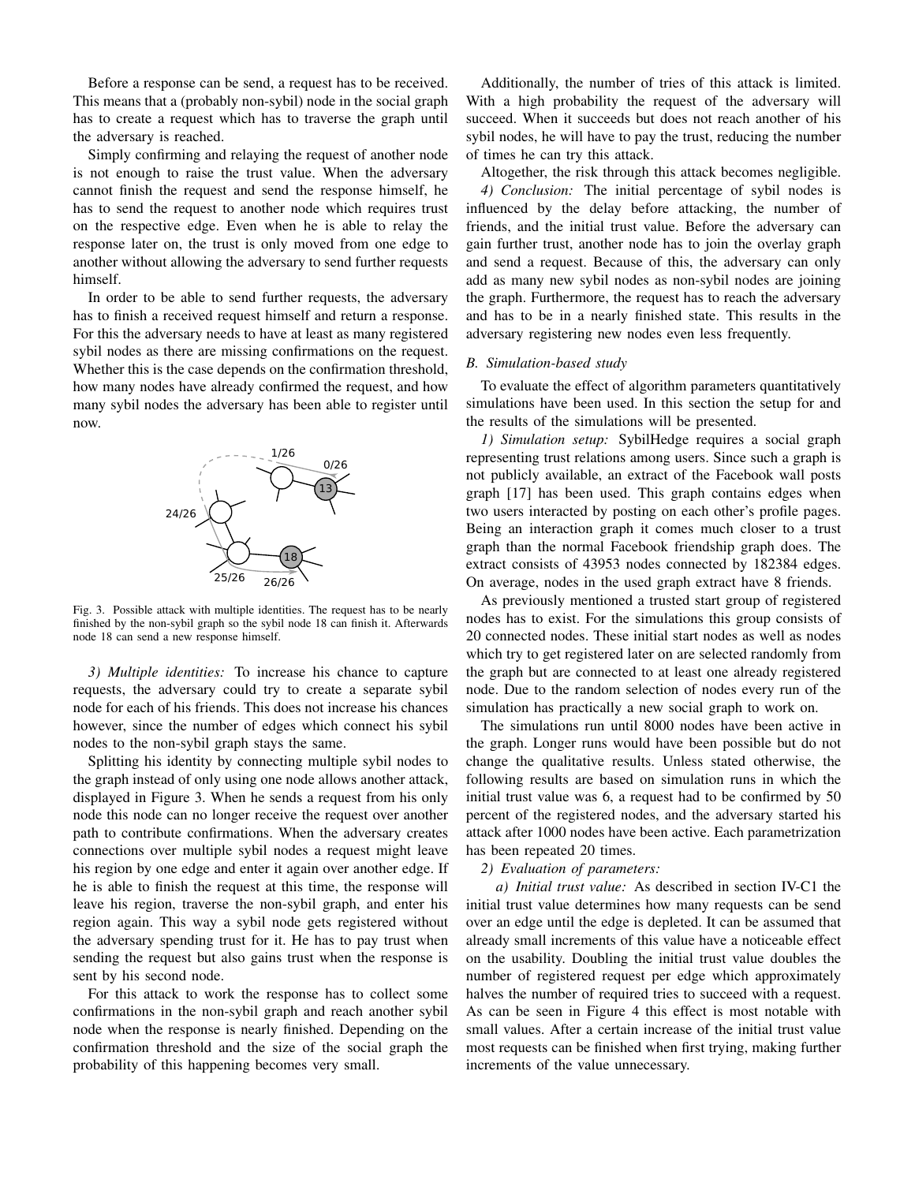Before a response can be send, a request has to be received. This means that a (probably non-sybil) node in the social graph has to create a request which has to traverse the graph until the adversary is reached.

Simply confirming and relaying the request of another node is not enough to raise the trust value. When the adversary cannot finish the request and send the response himself, he has to send the request to another node which requires trust on the respective edge. Even when he is able to relay the response later on, the trust is only moved from one edge to another without allowing the adversary to send further requests himself.

In order to be able to send further requests, the adversary has to finish a received request himself and return a response. For this the adversary needs to have at least as many registered sybil nodes as there are missing confirmations on the request. Whether this is the case depends on the confirmation threshold, how many nodes have already confirmed the request, and how many sybil nodes the adversary has been able to register until now.

Fig. 3. Possible attack with multiple identities. The request has to be nearly finished by the non-sybil graph so the sybil node 18 can finish it. Afterwards node 18 can send a new response himself.

*3) Multiple identities:* To increase his chance to capture requests, the adversary could try to create a separate sybil node for each of his friends. This does not increase his chances however, since the number of edges which connect his sybil nodes to the non-sybil graph stays the same.

Splitting his identity by connecting multiple sybil nodes to the graph instead of only using one node allows another attack, displayed in Figure 3. When he sends a request from his only node this node can no longer receive the request over another path to contribute confirmations. When the adversary creates connections over multiple sybil nodes a request might leave his region by one edge and enter it again over another edge. If he is able to finish the request at this time, the response will leave his region, traverse the non-sybil graph, and enter his region again. This way a sybil node gets registered without the adversary spending trust for it. He has to pay trust when sending the request but also gains trust when the response is sent by his second node.

For this attack to work the response has to collect some confirmations in the non-sybil graph and reach another sybil node when the response is nearly finished. Depending on the confirmation threshold and the size of the social graph the probability of this happening becomes very small.

Additionally, the number of tries of this attack is limited. With a high probability the request of the adversary will succeed. When it succeeds but does not reach another of his sybil nodes, he will have to pay the trust, reducing the number of times he can try this attack.

Altogether, the risk through this attack becomes negligible.

*4) Conclusion:* The initial percentage of sybil nodes is influenced by the delay before attacking, the number of friends, and the initial trust value. Before the adversary can gain further trust, another node has to join the overlay graph and send a request. Because of this, the adversary can only add as many new sybil nodes as non-sybil nodes are joining the graph. Furthermore, the request has to reach the adversary and has to be in a nearly finished state. This results in the adversary registering new nodes even less frequently.

### *B. Simulation-based study*

To evaluate the effect of algorithm parameters quantitatively simulations have been used. In this section the setup for and the results of the simulations will be presented.

*1) Simulation setup:* SybilHedge requires a social graph representing trust relations among users. Since such a graph is not publicly available, an extract of the Facebook wall posts graph [17] has been used. This graph contains edges when two users interacted by posting on each other's profile pages. Being an interaction graph it comes much closer to a trust graph than the normal Facebook friendship graph does. The extract consists of 43953 nodes connected by 182384 edges. On average, nodes in the used graph extract have 8 friends.

As previously mentioned a trusted start group of registered nodes has to exist. For the simulations this group consists of 20 connected nodes. These initial start nodes as well as nodes which try to get registered later on are selected randomly from the graph but are connected to at least one already registered node. Due to the random selection of nodes every run of the simulation has practically a new social graph to work on.

The simulations run until 8000 nodes have been active in the graph. Longer runs would have been possible but do not change the qualitative results. Unless stated otherwise, the following results are based on simulation runs in which the initial trust value was 6, a request had to be confirmed by 50 percent of the registered nodes, and the adversary started his attack after 1000 nodes have been active. Each parametrization has been repeated 20 times.

*2) Evaluation of parameters:*

*a) Initial trust value:* As described in section IV-C1 the initial trust value determines how many requests can be send over an edge until the edge is depleted. It can be assumed that already small increments of this value have a noticeable effect on the usability. Doubling the initial trust value doubles the number of registered request per edge which approximately halves the number of required tries to succeed with a request. As can be seen in Figure 4 this effect is most notable with small values. After a certain increase of the initial trust value most requests can be finished when first trying, making further increments of the value unnecessary.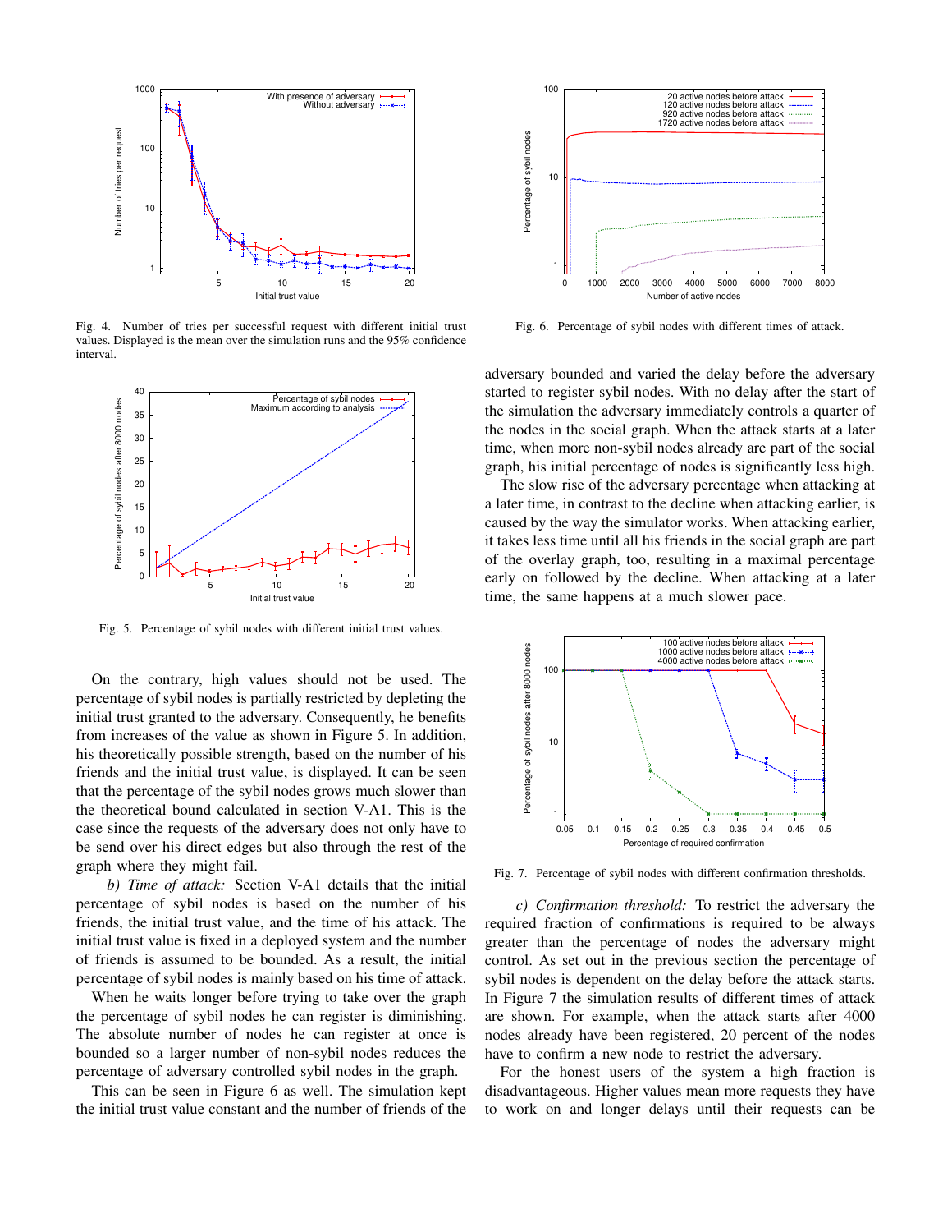With presence of adversary
Without adversary
Number of tries per request
Initial trust value
1000
100
10
1
5
10
15
20

Fig. 4. Number of tries per successful request with different initial trust values. Displayed is the mean over the simulation runs and the 95% confidence interval.

Percentage of sybil nodes
Maximum according to analysis
Percentage of sybil nodes after 8000 nodes
Initial trust value
40
35
30
25
20
15
10
5
0
5
10
15
20

Fig. 5. Percentage of sybil nodes with different initial trust values.

On the contrary, high values should not be used. The percentage of sybil nodes is partially restricted by depleting the initial trust granted to the adversary. Consequently, he benefits from increases of the value as shown in Figure 5. In addition, his theoretically possible strength, based on the number of his friends and the initial trust value, is displayed. It can be seen that the percentage of the sybil nodes grows much slower than the theoretical bound calculated in section V-A1. This is the case since the requests of the adversary does not only have to be send over his direct edges but also through the rest of the graph where they might fail.

*b) Time of attack:* Section V-A1 details that the initial percentage of sybil nodes is based on the number of his friends, the initial trust value, and the time of his attack. The initial trust value is fixed in a deployed system and the number of friends is assumed to be bounded. As a result, the initial percentage of sybil nodes is mainly based on his time of attack.

When he waits longer before trying to take over the graph the percentage of sybil nodes he can register is diminishing. The absolute number of nodes he can register at once is bounded so a larger number of non-sybil nodes reduces the percentage of adversary controlled sybil nodes in the graph.

This can be seen in Figure 6 as well. The simulation kept the initial trust value constant and the number of friends of the

20 active nodes before attack
120 active nodes before attack
920 active nodes before attack
1720 active nodes before attack
Percentage of sybil nodes
Number of active nodes
100
10
1
0
1000
2000
3000
4000
5000
6000
7000
8000

Fig. 6. Percentage of sybil nodes with different times of attack.

adversary bounded and varied the delay before the adversary started to register sybil nodes. With no delay after the start of the simulation the adversary immediately controls a quarter of the nodes in the social graph. When the attack starts at a later time, when more non-sybil nodes already are part of the social graph, his initial percentage of nodes is significantly less high.

The slow rise of the adversary percentage when attacking at a later time, in contrast to the decline when attacking earlier, is caused by the way the simulator works. When attacking earlier, it takes less time until all his friends in the social graph are part of the overlay graph, too, resulting in a maximal percentage early on followed by the decline. When attacking at a later time, the same happens at a much slower pace.

100 active nodes before attack
1000 active nodes before attack
4000 active nodes before attack
Percentage of sybil nodes after 8000 nodes
Percentage of required confirmation
100
10
1
0.05
0.1
0.15
0.2
0.25
0.3
0.35
0.4
0.45
0.5

Fig. 7. Percentage of sybil nodes with different confirmation thresholds.

*c) Confirmation threshold:* To restrict the adversary the required fraction of confirmations is required to be always greater than the percentage of nodes the adversary might control. As set out in the previous section the percentage of sybil nodes is dependent on the delay before the attack starts. In Figure 7 the simulation results of different times of attack are shown. For example, when the attack starts after 4000 nodes already have been registered, 20 percent of the nodes have to confirm a new node to restrict the adversary.

For the honest users of the system a high fraction is disadvantageous. Higher values mean more requests they have to work on and longer delays until their requests can be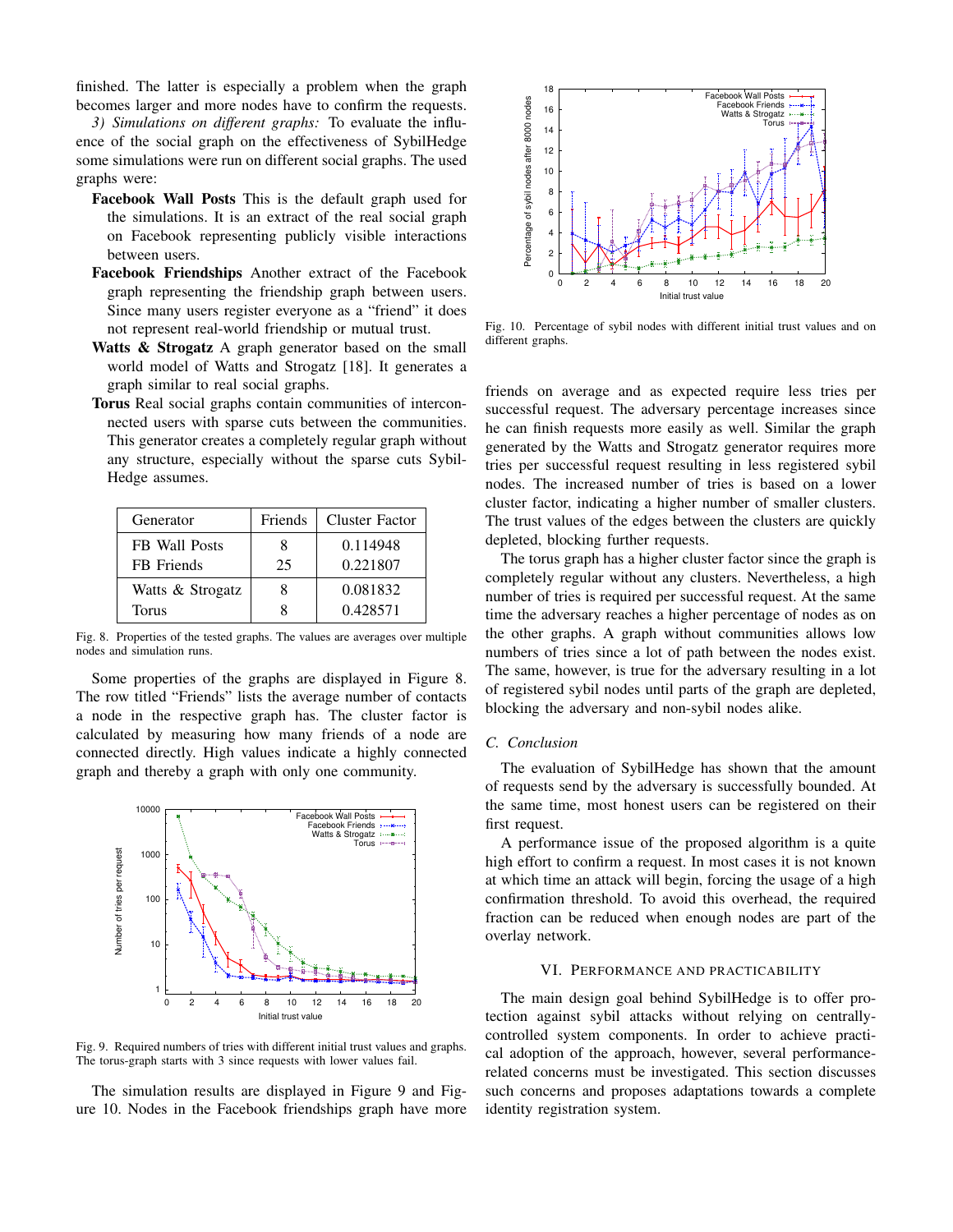finished. The latter is especially a problem when the graph becomes larger and more nodes have to confirm the requests.

*3) Simulations on different graphs:* To evaluate the influence of the social graph on the effectiveness of SybilHedge some simulations were run on different social graphs. The used graphs were:

- **Facebook Wall Posts** This is the default graph used for the simulations. It is an extract of the real social graph on Facebook representing publicly visible interactions between users.
- **Facebook Friendships** Another extract of the Facebook graph representing the friendship graph between users. Since many users register everyone as a "friend" it does not represent real-world friendship or mutual trust.
- **Watts & Strogatz** A graph generator based on the small world model of Watts and Strogatz [18]. It generates a graph similar to real social graphs.
- **Torus** Real social graphs contain communities of interconnected users with sparse cuts between the communities. This generator creates a completely regular graph without any structure, especially without the sparse cuts SybilHedge assumes.

| Generator | Friends | Cluster Factor |
|---|---|---|
| FB Wall Posts | 8 | 0.114948 |
| FB Friends | 25 | 0.221807 |
| Watts & Strogatz | 8 | 0.081832 |
| Torus | 8 | 0.428571 |

Fig. 8. Properties of the tested graphs. The values are averages over multiple nodes and simulation runs.

Some properties of the graphs are displayed in Figure 8. The row titled "Friends" lists the average number of contacts a node in the respective graph has. The cluster factor is calculated by measuring how many friends of a node are connected directly. High values indicate a highly connected graph and thereby a graph with only one community.

Fig. 9. Required numbers of tries with different initial trust values and graphs. The torus-graph starts with 3 since requests with lower values fail.

The simulation results are displayed in Figure 9 and Figure 10. Nodes in the Facebook friendships graph have more friends on average and as expected require less tries per successful request. The adversary percentage increases since he can finish requests more easily as well. Similar the graph generated by the Watts and Strogatz generator requires more tries per successful request resulting in less registered sybil nodes. The increased number of tries is based on a lower cluster factor, indicating a higher number of smaller clusters. The trust values of the edges between the clusters are quickly depleted, blocking further requests.

Fig. 10. Percentage of sybil nodes with different initial trust values and on different graphs.

The torus graph has a higher cluster factor since the graph is completely regular without any clusters. Nevertheless, a high number of tries is required per successful request. At the same time the adversary reaches a higher percentage of nodes as on the other graphs. A graph without communities allows low numbers of tries since a lot of path between the nodes exist. The same, however, is true for the adversary resulting in a lot of registered sybil nodes until parts of the graph are depleted, blocking the adversary and non-sybil nodes alike.

### C. Conclusion

The evaluation of SybilHedge has shown that the amount of requests send by the adversary is successfully bounded. At the same time, most honest users can be registered on their first request.

A performance issue of the proposed algorithm is a quite high effort to confirm a request. In most cases it is not known at which time an attack will begin, forcing the usage of a high confirmation threshold. To avoid this overhead, the required fraction can be reduced when enough nodes are part of the overlay network.

## VI. Performance and Practicability

The main design goal behind SybilHedge is to offer protection against sybil attacks without relying on centrally-controlled system components. In order to achieve practical adoption of the approach, however, several performance-related concerns must be investigated. This section discusses such concerns and proposes adaptations towards a complete identity registration system.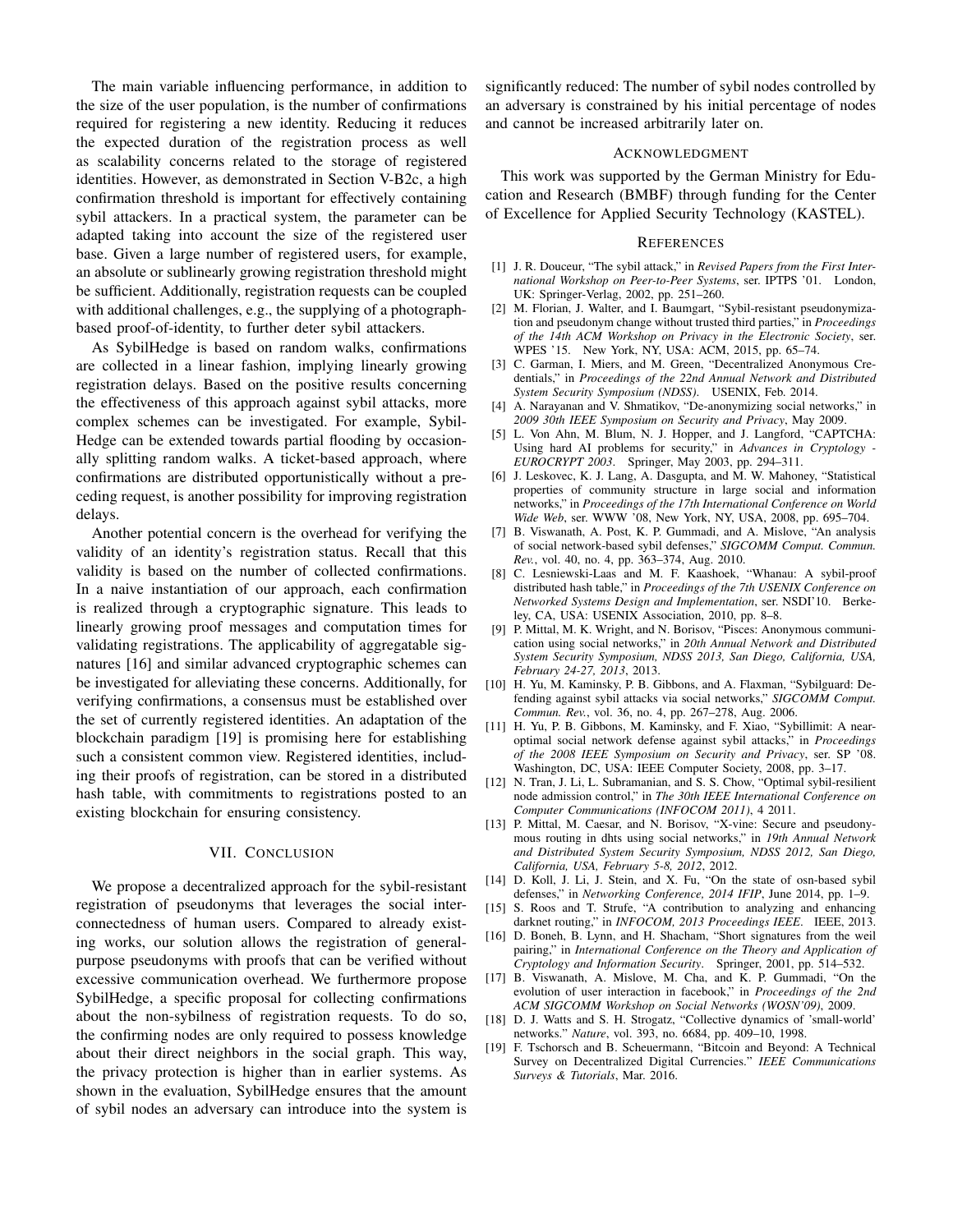The main variable influencing performance, in addition to the size of the user population, is the number of confirmations required for registering a new identity. Reducing it reduces the expected duration of the registration process as well as scalability concerns related to the storage of registered identities. However, as demonstrated in Section V-B2c, a high confirmation threshold is important for effectively containing sybil attackers. In a practical system, the parameter can be adapted taking into account the size of the registered user base. Given a large number of registered users, for example, an absolute or sublinearly growing registration threshold might be sufficient. Additionally, registration requests can be coupled with additional challenges, e.g., the supplying of a photograph-based proof-of-identity, to further deter sybil attackers.

As SybilHedge is based on random walks, confirmations are collected in a linear fashion, implying linearly growing registration delays. Based on the positive results concerning the effectiveness of this approach against sybil attacks, more complex schemes can be investigated. For example, SybilHedge can be extended towards partial flooding by occasionally splitting random walks. A ticket-based approach, where confirmations are distributed opportunistically without a preceding request, is another possibility for improving registration delays.

Another potential concern is the overhead for verifying the validity of an identity's registration status. Recall that this validity is based on the number of collected confirmations. In a naive instantiation of our approach, each confirmation is realized through a cryptographic signature. This leads to linearly growing proof messages and computation times for validating registrations. The applicability of aggregatable signatures [16] and similar advanced cryptographic schemes can be investigated for alleviating these concerns. Additionally, for verifying confirmations, a consensus must be established over the set of currently registered identities. An adaptation of the blockchain paradigm [19] is promising here for establishing such a consistent common view. Registered identities, including their proofs of registration, can be stored in a distributed hash table, with commitments to registrations posted to an existing blockchain for ensuring consistency.

## VII. Conclusion

We propose a decentralized approach for the sybil-resistant registration of pseudonyms that leverages the social interconnectedness of human users. Compared to already existing works, our solution allows the registration of general-purpose pseudonyms with proofs that can be verified without excessive communication overhead. We furthermore propose SybilHedge, a specific proposal for collecting confirmations about the non-sybilness of registration requests. To do so, the confirming nodes are only required to possess knowledge about their direct neighbors in the social graph. This way, the privacy protection is higher than in earlier systems. As shown in the evaluation, SybilHedge ensures that the amount of sybil nodes an adversary can introduce into the system is significantly reduced: The number of sybil nodes controlled by an adversary is constrained by his initial percentage of nodes and cannot be increased arbitrarily later on.

## Acknowledgment

This work was supported by the German Ministry for Education and Research (BMBF) through funding for the Center of Excellence for Applied Security Technology (KASTEL).

## References

[1] J. R. Douceur, "The sybil attack," in *Revised Papers from the First International Workshop on Peer-to-Peer Systems*, ser. IPTPS '01. London, UK: Springer-Verlag, 2002, pp. 251–260.

[2] M. Florian, J. Walter, and I. Baumgart, "Sybil-resistant pseudonymization and pseudonym change without trusted third parties," in *Proceedings of the 14th ACM Workshop on Privacy in the Electronic Society*, ser. WPES '15. New York, NY, USA: ACM, 2015, pp. 65–74.

[3] C. Garman, I. Miers, and M. Green, "Decentralized Anonymous Credentials," in *Proceedings of the 22nd Annual Network and Distributed System Security Symposium (NDSS)*. USENIX, Feb. 2014.

[4] A. Narayanan and V. Shmatikov, "De-anonymizing social networks," in *2009 30th IEEE Symposium on Security and Privacy*, May 2009.

[5] L. Von Ahn, M. Blum, N. J. Hopper, and J. Langford, "CAPTCHA: Using hard AI problems for security," in *Advances in Cryptology - EUROCRYPT 2003*. Springer, May 2003, pp. 294–311.

[6] J. Leskovec, K. J. Lang, A. Dasgupta, and M. W. Mahoney, "Statistical properties of community structure in large social and information networks," in *Proceedings of the 17th International Conference on World Wide Web*, ser. WWW '08, New York, NY, USA, 2008, pp. 695–704.

[7] B. Viswanath, A. Post, K. P. Gummadi, and A. Mislove, "An analysis of social network-based sybil defenses," *SIGCOMM Comput. Commun. Rev.*, vol. 40, no. 4, pp. 363–374, Aug. 2010.

[8] C. Lesniewski-Laas and M. F. Kaashoek, "Whanau: A sybil-proof distributed hash table," in *Proceedings of the 7th USENIX Conference on Networked Systems Design and Implementation*, ser. NSDI'10. Berkeley, CA, USA: USENIX Association, 2010, pp. 8–8.

[9] P. Mittal, M. K. Wright, and N. Borisov, "Pisces: Anonymous communication using social networks," in *20th Annual Network and Distributed System Security Symposium, NDSS 2013, San Diego, California, USA, February 24-27, 2013*, 2013.

[10] H. Yu, M. Kaminsky, P. B. Gibbons, and A. Flaxman, "Sybilguard: Defending against sybil attacks via social networks," *SIGCOMM Comput. Commun. Rev.*, vol. 36, no. 4, pp. 267–278, Aug. 2006.

[11] H. Yu, P. B. Gibbons, M. Kaminsky, and F. Xiao, "Sybillimit: A near-optimal social network defense against sybil attacks," in *Proceedings of the 2008 IEEE Symposium on Security and Privacy*, ser. SP '08. Washington, DC, USA: IEEE Computer Society, 2008, pp. 3–17.

[12] N. Tran, J. Li, L. Subramanian, and S. S. Chow, "Optimal sybil-resilient node admission control," in *The 30th IEEE International Conference on Computer Communications (INFOCOM 2011)*, 4 2011.

[13] P. Mittal, M. Caesar, and N. Borisov, "X-vine: Secure and pseudonymous routing in dhts using social networks," in *19th Annual Network and Distributed System Security Symposium, NDSS 2012, San Diego, California, USA, February 5-8, 2012*, 2012.

[14] D. Koll, J. Li, J. Stein, and X. Fu, "On the state of osn-based sybil defenses," in *Networking Conference, 2014 IFIP*, June 2014, pp. 1–9.

[15] S. Roos and T. Strufe, "A contribution to analyzing and enhancing darknet routing," in *INFOCOM, 2013 Proceedings IEEE*. IEEE, 2013.

[16] D. Boneh, B. Lynn, and H. Shacham, "Short signatures from the weil pairing," in *International Conference on the Theory and Application of Cryptology and Information Security*. Springer, 2001, pp. 514–532.

[17] B. Viswanath, A. Mislove, M. Cha, and K. P. Gummadi, "On the evolution of user interaction in facebook," in *Proceedings of the 2nd ACM SIGCOMM Workshop on Social Networks (WOSN'09)*, 2009.

[18] D. J. Watts and S. H. Strogatz, "Collective dynamics of 'small-world' networks." *Nature*, vol. 393, no. 6684, pp. 409–10, 1998.

[19] F. Tschorsch and B. Scheuermann, "Bitcoin and Beyond: A Technical Survey on Decentralized Digital Currencies." *IEEE Communications Surveys & Tutorials*, Mar. 2016.